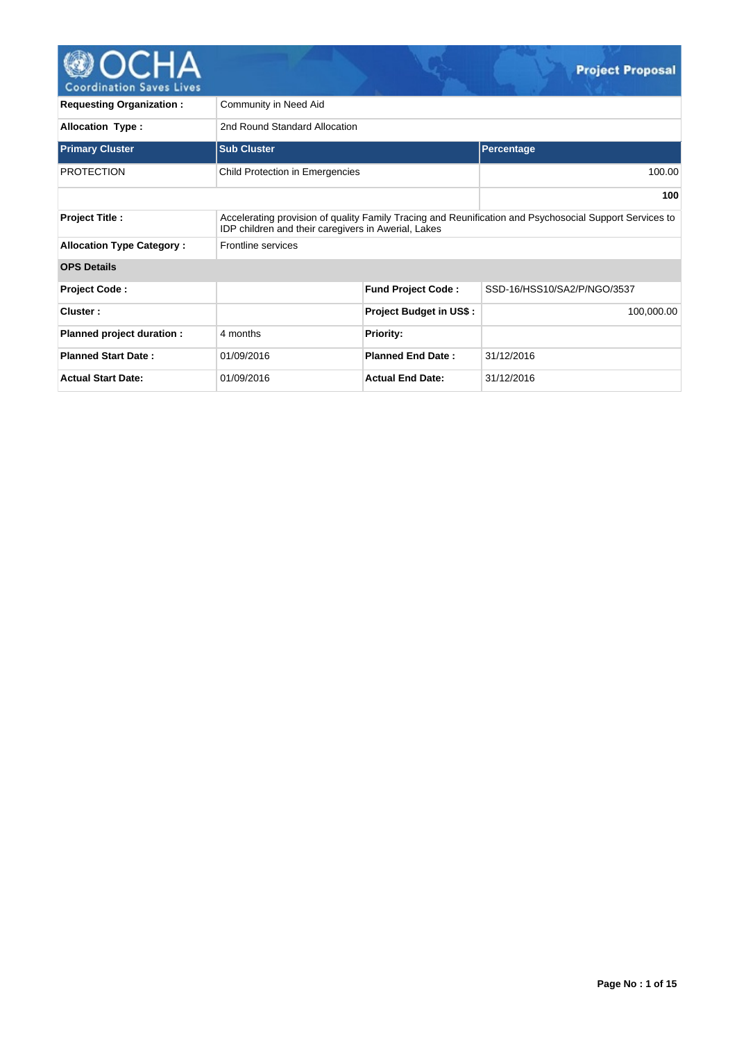# Project Proposal

| | |
|---|---|
| **Requesting Organization :** | Community in Need Aid |
| **Allocation Type :** | 2nd Round Standard Allocation |

| Primary Cluster | Sub Cluster | Percentage |
|---|---|---|
| PROTECTION | Child Protection in Emergencies | 100.00 |
| | | **100** |

| | |
|---|---|
| **Project Title :** | Accelerating provision of quality Family Tracing and Reunification and Psychosocial Support Services to IDP children and their caregivers in Awerial, Lakes |
| **Allocation Type Category :** | Frontline services |

**OPS Details**

| | | | |
|---|---|---|---|
| **Project Code :** | | **Fund Project Code :** | SSD-16/HSS10/SA2/P/NGO/3537 |
| **Cluster :** | | **Project Budget in US$ :** | 100,000.00 |
| **Planned project duration :** | 4 months | **Priority:** | |
| **Planned Start Date :** | 01/09/2016 | **Planned End Date :** | 31/12/2016 |
| **Actual Start Date:** | 01/09/2016 | **Actual End Date:** | 31/12/2016 |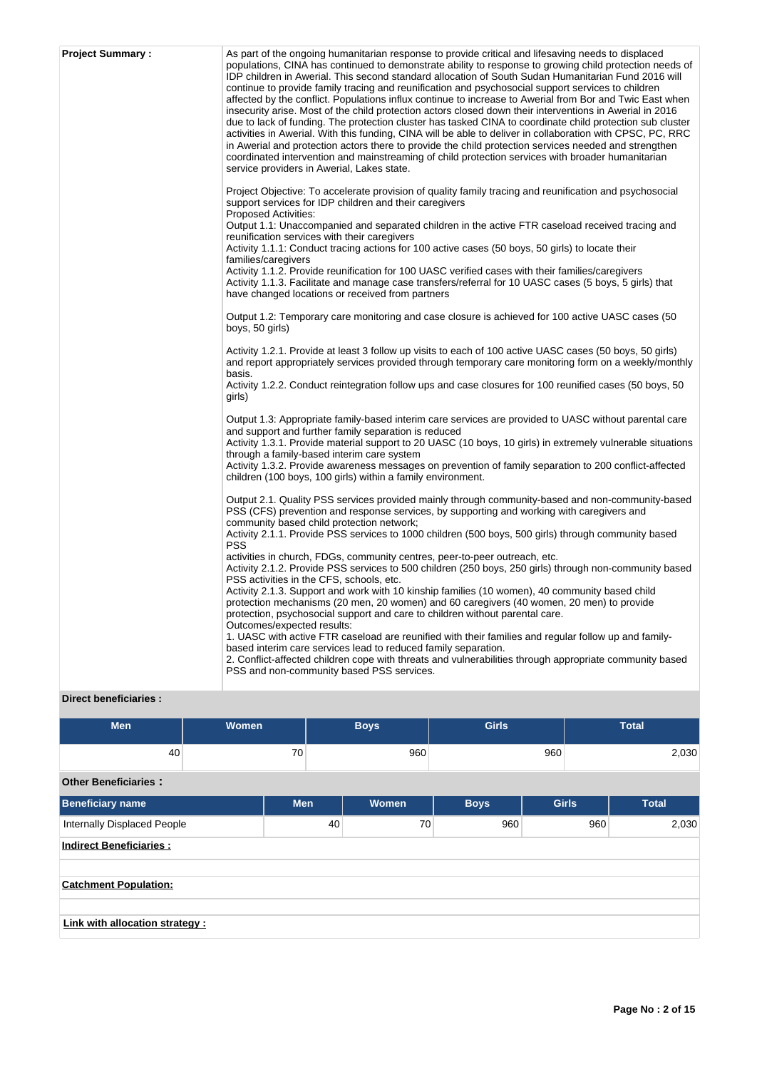**Project Summary :**

As part of the ongoing humanitarian response to provide critical and lifesaving needs to displaced populations, CINA has continued to demonstrate ability to response to growing child protection needs of IDP children in Awerial. This second standard allocation of South Sudan Humanitarian Fund 2016 will continue to provide family tracing and reunification and psychosocial support services to children affected by the conflict. Populations influx continue to increase to Awerial from Bor and Twic East when insecurity arise. Most of the child protection actors closed down their interventions in Awerial in 2016 due to lack of funding. The protection cluster has tasked CINA to coordinate child protection sub cluster activities in Awerial. With this funding, CINA will be able to deliver in collaboration with CPSC, PC, RRC in Awerial and protection actors there to provide the child protection services needed and strengthen coordinated intervention and mainstreaming of child protection services with broader humanitarian service providers in Awerial, Lakes state.

Project Objective: To accelerate provision of quality family tracing and reunification and psychosocial support services for IDP children and their caregivers
Proposed Activities:
Output 1.1: Unaccompanied and separated children in the active FTR caseload received tracing and reunification services with their caregivers
Activity 1.1.1: Conduct tracing actions for 100 active cases (50 boys, 50 girls) to locate their families/caregivers
Activity 1.1.2. Provide reunification for 100 UASC verified cases with their families/caregivers
Activity 1.1.3. Facilitate and manage case transfers/referral for 10 UASC cases (5 boys, 5 girls) that have changed locations or received from partners

Output 1.2: Temporary care monitoring and case closure is achieved for 100 active UASC cases (50 boys, 50 girls)

Activity 1.2.1. Provide at least 3 follow up visits to each of 100 active UASC cases (50 boys, 50 girls) and report appropriately services provided through temporary care monitoring form on a weekly/monthly basis.
Activity 1.2.2. Conduct reintegration follow ups and case closures for 100 reunified cases (50 boys, 50 girls)

Output 1.3: Appropriate family-based interim care services are provided to UASC without parental care and support and further family separation is reduced
Activity 1.3.1. Provide material support to 20 UASC (10 boys, 10 girls) in extremely vulnerable situations through a family-based interim care system
Activity 1.3.2. Provide awareness messages on prevention of family separation to 200 conflict-affected children (100 boys, 100 girls) within a family environment.

Output 2.1. Quality PSS services provided mainly through community-based and non-community-based PSS (CFS) prevention and response services, by supporting and working with caregivers and community based child protection network;
Activity 2.1.1. Provide PSS services to 1000 children (500 boys, 500 girls) through community based PSS
activities in church, FDGs, community centres, peer-to-peer outreach, etc.
Activity 2.1.2. Provide PSS services to 500 children (250 boys, 250 girls) through non-community based PSS activities in the CFS, schools, etc.
Activity 2.1.3. Support and work with 10 kinship families (10 women), 40 community based child protection mechanisms (20 men, 20 women) and 60 caregivers (40 women, 20 men) to provide protection, psychosocial support and care to children without parental care.
Outcomes/expected results:
1. UASC with active FTR caseload are reunified with their families and regular follow up and family-based interim care services lead to reduced family separation.
2. Conflict-affected children cope with threats and vulnerabilities through appropriate community based PSS and non-community based PSS services.

**Direct beneficiaries :**

| Men | Women | Boys | Girls | Total |
|---|---|---|---|---|
| 40 | 70 | 960 | 960 | 2,030 |

**Other Beneficiaries :**

| Beneficiary name | Men | Women | Boys | Girls | Total |
|---|---|---|---|---|---|
| Internally Displaced People | 40 | 70 | 960 | 960 | 2,030 |

**Indirect Beneficiaries :**

**Catchment Population:**

**Link with allocation strategy :**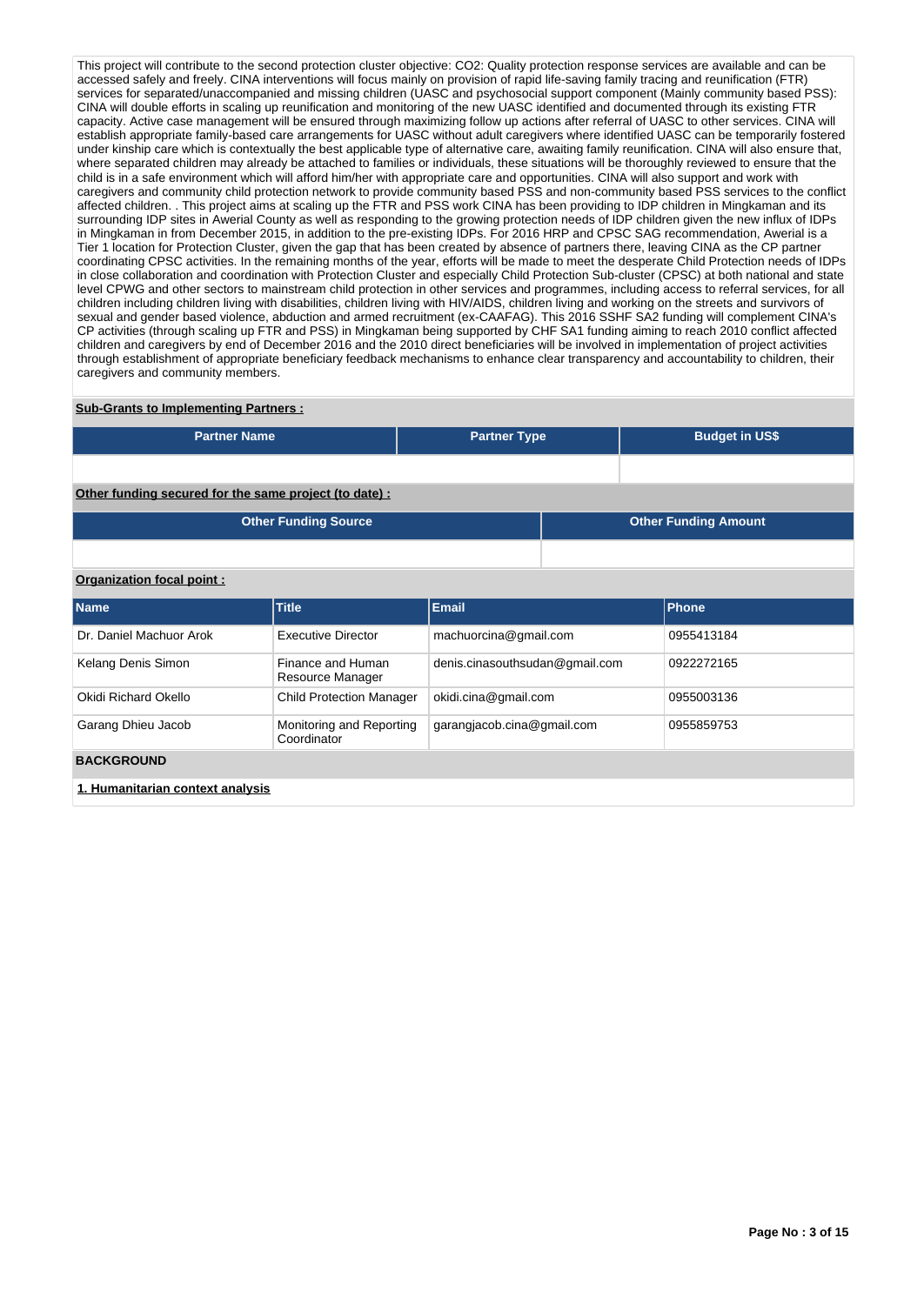This project will contribute to the second protection cluster objective: CO2: Quality protection response services are available and can be accessed safely and freely. CINA interventions will focus mainly on provision of rapid life-saving family tracing and reunification (FTR) services for separated/unaccompanied and missing children (UASC and psychosocial support component (Mainly community based PSS): CINA will double efforts in scaling up reunification and monitoring of the new UASC identified and documented through its existing FTR capacity. Active case management will be ensured through maximizing follow up actions after referral of UASC to other services. CINA will establish appropriate family-based care arrangements for UASC without adult caregivers where identified UASC can be temporarily fostered under kinship care which is contextually the best applicable type of alternative care, awaiting family reunification. CINA will also ensure that, where separated children may already be attached to families or individuals, these situations will be thoroughly reviewed to ensure that the child is in a safe environment which will afford him/her with appropriate care and opportunities. CINA will also support and work with caregivers and community child protection network to provide community based PSS and non-community based PSS services to the conflict affected children. . This project aims at scaling up the FTR and PSS work CINA has been providing to IDP children in Mingkaman and its surrounding IDP sites in Awerial County as well as responding to the growing protection needs of IDP children given the new influx of IDPs in Mingkaman in from December 2015, in addition to the pre-existing IDPs. For 2016 HRP and CPSC SAG recommendation, Awerial is a Tier 1 location for Protection Cluster, given the gap that has been created by absence of partners there, leaving CINA as the CP partner coordinating CPSC activities. In the remaining months of the year, efforts will be made to meet the desperate Child Protection needs of IDPs in close collaboration and coordination with Protection Cluster and especially Child Protection Sub-cluster (CPSC) at both national and state level CPWG and other sectors to mainstream child protection in other services and programmes, including access to referral services, for all children including children living with disabilities, children living with HIV/AIDS, children living and working on the streets and survivors of sexual and gender based violence, abduction and armed recruitment (ex-CAAFAG). This 2016 SSHF SA2 funding will complement CINA's CP activities (through scaling up FTR and PSS) in Mingkaman being supported by CHF SA1 funding aiming to reach 2010 conflict affected children and caregivers by end of December 2016 and the 2010 direct beneficiaries will be involved in implementation of project activities through establishment of appropriate beneficiary feedback mechanisms to enhance clear transparency and accountability to children, their caregivers and community members.

**Sub-Grants to Implementing Partners :**

| Partner Name | Partner Type | Budget in US$ |
|---|---|---|
| | | |

**Other funding secured for the same project (to date) :**

| Other Funding Source | Other Funding Amount |
|---|---|
| | |

**Organization focal point :**

| Name | Title | Email | Phone |
|---|---|---|---|
| Dr. Daniel Machuor Arok | Executive Director | machuorcina@gmail.com | 0955413184 |
| Kelang Denis Simon | Finance and Human Resource Manager | denis.cinasouthsudan@gmail.com | 0922272165 |
| Okidi Richard Okello | Child Protection Manager | okidi.cina@gmail.com | 0955003136 |
| Garang Dhieu Jacob | Monitoring and Reporting Coordinator | garangjacob.cina@gmail.com | 0955859753 |

## BACKGROUND

**1. Humanitarian context analysis**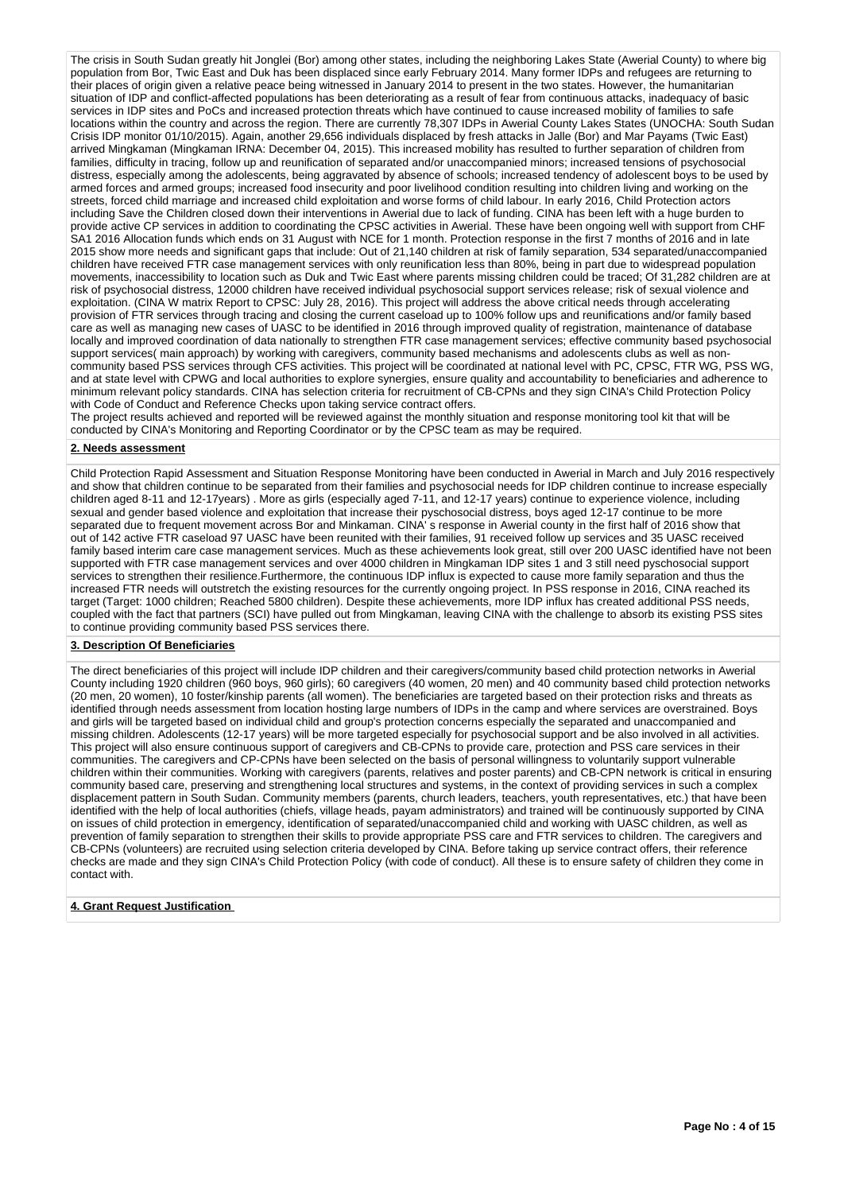The crisis in South Sudan greatly hit Jonglei (Bor) among other states, including the neighboring Lakes State (Awerial County) to where big population from Bor, Twic East and Duk has been displaced since early February 2014. Many former IDPs and refugees are returning to their places of origin given a relative peace being witnessed in January 2014 to present in the two states. However, the humanitarian situation of IDP and conflict-affected populations has been deteriorating as a result of fear from continuous attacks, inadequacy of basic services in IDP sites and PoCs and increased protection threats which have continued to cause increased mobility of families to safe locations within the country and across the region. There are currently 78,307 IDPs in Awerial County Lakes States (UNOCHA: South Sudan Crisis IDP monitor 01/10/2015). Again, another 29,656 individuals displaced by fresh attacks in Jalle (Bor) and Mar Payams (Twic East) arrived Mingkaman (Mingkaman IRNA: December 04, 2015). This increased mobility has resulted to further separation of children from families, difficulty in tracing, follow up and reunification of separated and/or unaccompanied minors; increased tensions of psychosocial distress, especially among the adolescents, being aggravated by absence of schools; increased tendency of adolescent boys to be used by armed forces and armed groups; increased food insecurity and poor livelihood condition resulting into children living and working on the streets, forced child marriage and increased child exploitation and worse forms of child labour. In early 2016, Child Protection actors including Save the Children closed down their interventions in Awerial due to lack of funding. CINA has been left with a huge burden to provide active CP services in addition to coordinating the CPSC activities in Awerial. These have been ongoing well with support from CHF SA1 2016 Allocation funds which ends on 31 August with NCE for 1 month. Protection response in the first 7 months of 2016 and in late 2015 show more needs and significant gaps that include: Out of 21,140 children at risk of family separation, 534 separated/unaccompanied children have received FTR case management services with only reunification less than 80%, being in part due to widespread population movements, inaccessibility to location such as Duk and Twic East where parents missing children could be traced; Of 31,282 children are at risk of psychosocial distress, 12000 children have received individual psychosocial support services release; risk of sexual violence and exploitation. (CINA W matrix Report to CPSC: July 28, 2016). This project will address the above critical needs through accelerating provision of FTR services through tracing and closing the current caseload up to 100% follow ups and reunifications and/or family based care as well as managing new cases of UASC to be identified in 2016 through improved quality of registration, maintenance of database locally and improved coordination of data nationally to strengthen FTR case management services; effective community based psychosocial support services( main approach) by working with caregivers, community based mechanisms and adolescents clubs as well as non-community based PSS services through CFS activities. This project will be coordinated at national level with PC, CPSC, FTR WG, PSS WG, and at state level with CPWG and local authorities to explore synergies, ensure quality and accountability to beneficiaries and adherence to minimum relevant policy standards. CINA has selection criteria for recruitment of CB-CPNs and they sign CINA's Child Protection Policy with Code of Conduct and Reference Checks upon taking service contract offers.
The project results achieved and reported will be reviewed against the monthly situation and response monitoring tool kit that will be conducted by CINA's Monitoring and Reporting Coordinator or by the CPSC team as may be required.

**2. Needs assessment**

Child Protection Rapid Assessment and Situation Response Monitoring have been conducted in Awerial in March and July 2016 respectively and show that children continue to be separated from their families and psychosocial needs for IDP children continue to increase especially children aged 8-11 and 12-17years) . More as girls (especially aged 7-11, and 12-17 years) continue to experience violence, including sexual and gender based violence and exploitation that increase their pyschosocial distress, boys aged 12-17 continue to be more separated due to frequent movement across Bor and Minkaman. CINA' s response in Awerial county in the first half of 2016 show that out of 142 active FTR caseload 97 UASC have been reunited with their families, 91 received follow up services and 35 UASC received family based interim care case management services. Much as these achievements look great, still over 200 UASC identified have not been supported with FTR case management services and over 4000 children in Mingkaman IDP sites 1 and 3 still need pyschosocial support services to strengthen their resilience.Furthermore, the continuous IDP influx is expected to cause more family separation and thus the increased FTR needs will outstretch the existing resources for the currently ongoing project. In PSS response in 2016, CINA reached its target (Target: 1000 children; Reached 5800 children). Despite these achievements, more IDP influx has created additional PSS needs, coupled with the fact that partners (SCI) have pulled out from Mingkaman, leaving CINA with the challenge to absorb its existing PSS sites to continue providing community based PSS services there.

**3. Description Of Beneficiaries**

The direct beneficiaries of this project will include IDP children and their caregivers/community based child protection networks in Awerial County including 1920 children (960 boys, 960 girls); 60 caregivers (40 women, 20 men) and 40 community based child protection networks (20 men, 20 women), 10 foster/kinship parents (all women). The beneficiaries are targeted based on their protection risks and threats as identified through needs assessment from location hosting large numbers of IDPs in the camp and where services are overstrained. Boys and girls will be targeted based on individual child and group's protection concerns especially the separated and unaccompanied and missing children. Adolescents (12-17 years) will be more targeted especially for psychosocial support and be also involved in all activities. This project will also ensure continuous support of caregivers and CB-CPNs to provide care, protection and PSS care services in their communities. The caregivers and CP-CPNs have been selected on the basis of personal willingness to voluntarily support vulnerable children within their communities. Working with caregivers (parents, relatives and poster parents) and CB-CPN network is critical in ensuring community based care, preserving and strengthening local structures and systems, in the context of providing services in such a complex displacement pattern in South Sudan. Community members (parents, church leaders, teachers, youth representatives, etc.) that have been identified with the help of local authorities (chiefs, village heads, payam administrators) and trained will be continuously supported by CINA on issues of child protection in emergency, identification of separated/unaccompanied child and working with UASC children, as well as prevention of family separation to strengthen their skills to provide appropriate PSS care and FTR services to children. The caregivers and CB-CPNs (volunteers) are recruited using selection criteria developed by CINA. Before taking up service contract offers, their reference checks are made and they sign CINA's Child Protection Policy (with code of conduct). All these is to ensure safety of children they come in contact with.

**4. Grant Request Justification**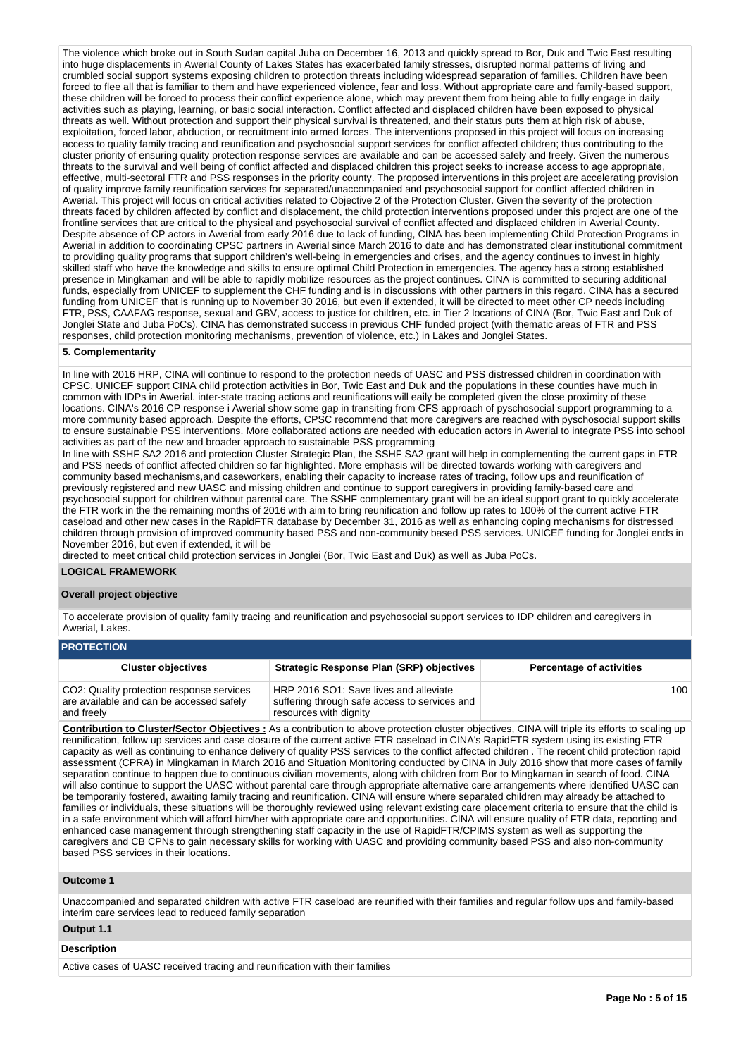The violence which broke out in South Sudan capital Juba on December 16, 2013 and quickly spread to Bor, Duk and Twic East resulting into huge displacements in Awerial County of Lakes States has exacerbated family stresses, disrupted normal patterns of living and crumbled social support systems exposing children to protection threats including widespread separation of families. Children have been forced to flee all that is familiar to them and have experienced violence, fear and loss. Without appropriate care and family-based support, these children will be forced to process their conflict experience alone, which may prevent them from being able to fully engage in daily activities such as playing, learning, or basic social interaction. Conflict affected and displaced children have been exposed to physical threats as well. Without protection and support their physical survival is threatened, and their status puts them at high risk of abuse, exploitation, forced labor, abduction, or recruitment into armed forces. The interventions proposed in this project will focus on increasing access to quality family tracing and reunification and psychosocial support services for conflict affected children; thus contributing to the cluster priority of ensuring quality protection response services are available and can be accessed safely and freely. Given the numerous threats to the survival and well being of conflict affected and displaced children this project seeks to increase access to age appropriate, effective, multi-sectoral FTR and PSS responses in the priority county. The proposed interventions in this project are accelerating provision of quality improve family reunification services for separated/unaccompanied and psychosocial support for conflict affected children in Awerial. This project will focus on critical activities related to Objective 2 of the Protection Cluster. Given the severity of the protection threats faced by children affected by conflict and displacement, the child protection interventions proposed under this project are one of the frontline services that are critical to the physical and psychosocial survival of conflict affected and displaced children in Awerial County. Despite absence of CP actors in Awerial from early 2016 due to lack of funding, CINA has been implementing Child Protection Programs in Awerial in addition to coordinating CPSC partners in Awerial since March 2016 to date and has demonstrated clear institutional commitment to providing quality programs that support children's well-being in emergencies and crises, and the agency continues to invest in highly skilled staff who have the knowledge and skills to ensure optimal Child Protection in emergencies. The agency has a strong established presence in Mingkaman and will be able to rapidly mobilize resources as the project continues. CINA is committed to securing additional funds, especially from UNICEF to supplement the CHF funding and is in discussions with other partners in this regard. CINA has a secured funding from UNICEF that is running up to November 30 2016, but even if extended, it will be directed to meet other CP needs including FTR, PSS, CAAFAG response, sexual and GBV, access to justice for children, etc. in Tier 2 locations of CINA (Bor, Twic East and Duk of Jonglei State and Juba PoCs). CINA has demonstrated success in previous CHF funded project (with thematic areas of FTR and PSS responses, child protection monitoring mechanisms, prevention of violence, etc.) in Lakes and Jonglei States.

**5. Complementarity**

In line with 2016 HRP, CINA will continue to respond to the protection needs of UASC and PSS distressed children in coordination with CPSC. UNICEF support CINA child protection activities in Bor, Twic East and Duk and the populations in these counties have much in common with IDPs in Awerial. inter-state tracing actions and reunifications will eaily be completed given the close proximity of these locations. CINA's 2016 CP response i Awerial show some gap in transiting from CFS approach of pyschosocial support programming to a more community based approach. Despite the efforts, CPSC recommend that more caregivers are reached with pyschosocial support skills to ensure sustainable PSS interventions. More collaborated actions are needed with education actors in Awerial to integrate PSS into school activities as part of the new and broader approach to sustainable PSS programming

In line with SSHF SA2 2016 and protection Cluster Strategic Plan, the SSHF SA2 grant will help in complementing the current gaps in FTR and PSS needs of conflict affected children so far highlighted. More emphasis will be directed towards working with caregivers and community based mechanisms,and caseworkers, enabling their capacity to increase rates of tracing, follow ups and reunification of previously registered and new UASC and missing children and continue to support caregivers in providing family-based care and psychosocial support for children without parental care. The SSHF complementary grant will be an ideal support grant to quickly accelerate the FTR work in the the remaining months of 2016 with aim to bring reunification and follow up rates to 100% of the current active FTR caseload and other new cases in the RapidFTR database by December 31, 2016 as well as enhancing coping mechanisms for distressed children through provision of improved community based PSS and non-community based PSS services. UNICEF funding for Jonglei ends in November 2016, but even if extended, it will be

directed to meet critical child protection services in Jonglei (Bor, Twic East and Duk) as well as Juba PoCs.

**LOGICAL FRAMEWORK**

**Overall project objective**

To accelerate provision of quality family tracing and reunification and psychosocial support services to IDP children and caregivers in Awerial, Lakes.

**PROTECTION**

| Cluster objectives | Strategic Response Plan (SRP) objectives | Percentage of activities |
|---|---|---|
| CO2: Quality protection response services are available and can be accessed safely and freely | HRP 2016 SO1: Save lives and alleviate suffering through safe access to services and resources with dignity | 100 |

**Contribution to Cluster/Sector Objectives :** As a contribution to above protection cluster objectives, CINA will triple its efforts to scaling up reunification, follow up services and case closure of the current active FTR caseload in CINA's RapidFTR system using its existing FTR capacity as well as continuing to enhance delivery of quality PSS services to the conflict affected children . The recent child protection rapid assessment (CPRA) in Mingkaman in March 2016 and Situation Monitoring conducted by CINA in July 2016 show that more cases of family separation continue to happen due to continuous civilian movements, along with children from Bor to Mingkaman in search of food. CINA will also continue to support the UASC without parental care through appropriate alternative care arrangements where identified UASC can be temporarily fostered, awaiting family tracing and reunification. CINA will ensure where separated children may already be attached to families or individuals, these situations will be thoroughly reviewed using relevant existing care placement criteria to ensure that the child is in a safe environment which will afford him/her with appropriate care and opportunities. CINA will ensure quality of FTR data, reporting and enhanced case management through strengthening staff capacity in the use of RapidFTR/CPIMS system as well as supporting the caregivers and CB CPNs to gain necessary skills for working with UASC and providing community based PSS and also non-community based PSS services in their locations.

**Outcome 1**

Unaccompanied and separated children with active FTR caseload are reunified with their families and regular follow ups and family-based interim care services lead to reduced family separation

**Output 1.1**

**Description**

Active cases of UASC received tracing and reunification with their families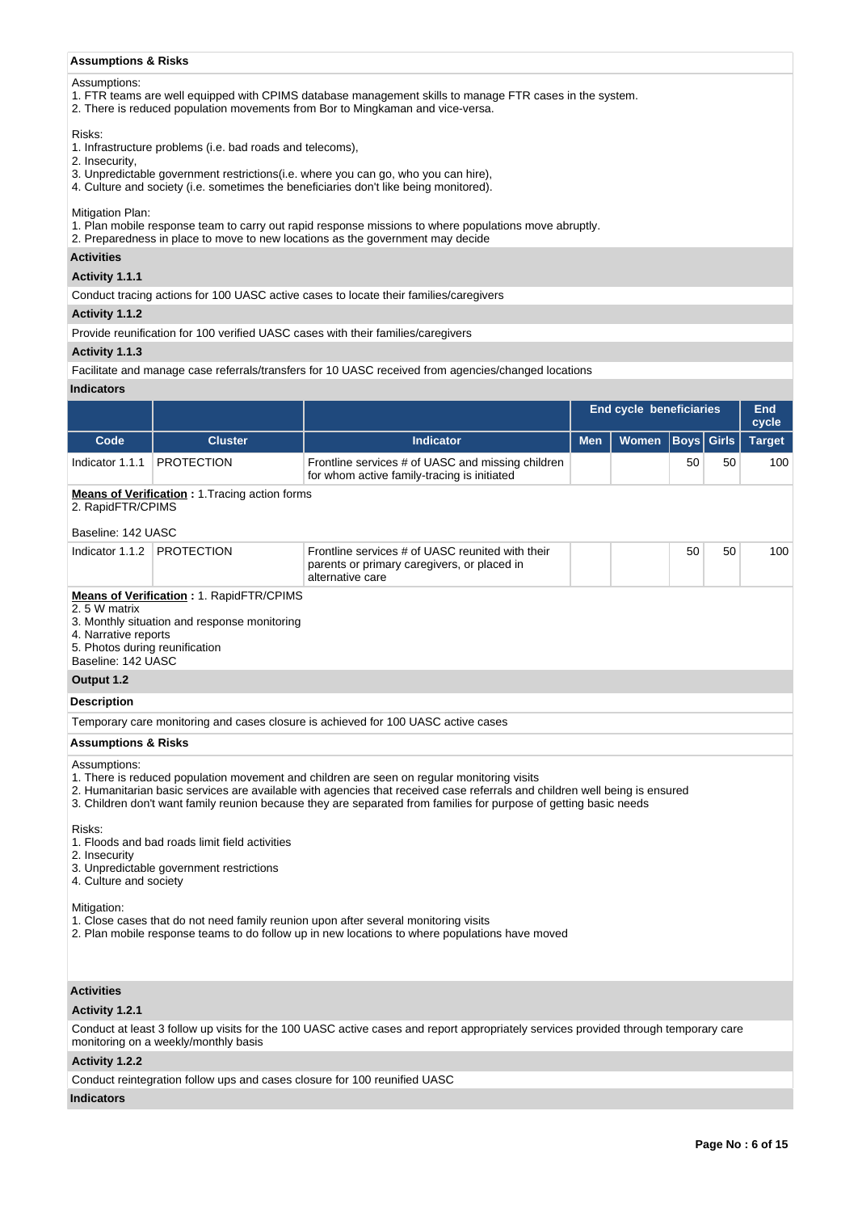**Assumptions & Risks**

Assumptions:
1. FTR teams are well equipped with CPIMS database management skills to manage FTR cases in the system.
2. There is reduced population movements from Bor to Mingkaman and vice-versa.

Risks:
1. Infrastructure problems (i.e. bad roads and telecoms),
2. Insecurity,
3. Unpredictable government restrictions(i.e. where you can go, who you can hire),
4. Culture and society (i.e. sometimes the beneficiaries don't like being monitored).

Mitigation Plan:
1. Plan mobile response team to carry out rapid response missions to where populations move abruptly.
2. Preparedness in place to move to new locations as the government may decide

**Activities**

**Activity 1.1.1**

Conduct tracing actions for 100 UASC active cases to locate their families/caregivers

**Activity 1.1.2**

Provide reunification for 100 verified UASC cases with their families/caregivers

**Activity 1.1.3**

Facilitate and manage case referrals/transfers for 10 UASC received from agencies/changed locations

**Indicators**

| | | | End cycle beneficiaries | | | | End cycle |
|---|---|---|---|---|---|---|---|
| Code | Cluster | Indicator | Men | Women | Boys | Girls | Target |
| Indicator 1.1.1 | PROTECTION | Frontline services # of UASC and missing children for whom active family-tracing is initiated | | | 50 | 50 | 100 |

**Means of Verification :** 1.Tracing action forms
2. RapidFTR/CPIMS

Baseline: 142 UASC

| Code | Cluster | Indicator | Men | Women | Boys | Girls | Target |
|---|---|---|---|---|---|---|---|
| Indicator 1.1.2 | PROTECTION | Frontline services # of UASC reunited with their parents or primary caregivers, or placed in alternative care | | | 50 | 50 | 100 |

**Means of Verification :** 1. RapidFTR/CPIMS
2. 5 W matrix
3. Monthly situation and response monitoring
4. Narrative reports
5. Photos during reunification
Baseline: 142 UASC

**Output 1.2**

**Description**

Temporary care monitoring and cases closure is achieved for 100 UASC active cases

**Assumptions & Risks**

Assumptions:
1. There is reduced population movement and children are seen on regular monitoring visits
2. Humanitarian basic services are available with agencies that received case referrals and children well being is ensured
3. Children don't want family reunion because they are separated from families for purpose of getting basic needs

Risks:
1. Floods and bad roads limit field activities
2. Insecurity
3. Unpredictable government restrictions
4. Culture and society

Mitigation:
1. Close cases that do not need family reunion upon after several monitoring visits
2. Plan mobile response teams to do follow up in new locations to where populations have moved

**Activities**

**Activity 1.2.1**

Conduct at least 3 follow up visits for the 100 UASC active cases and report appropriately services provided through temporary care monitoring on a weekly/monthly basis

**Activity 1.2.2**

Conduct reintegration follow ups and cases closure for 100 reunified UASC

**Indicators**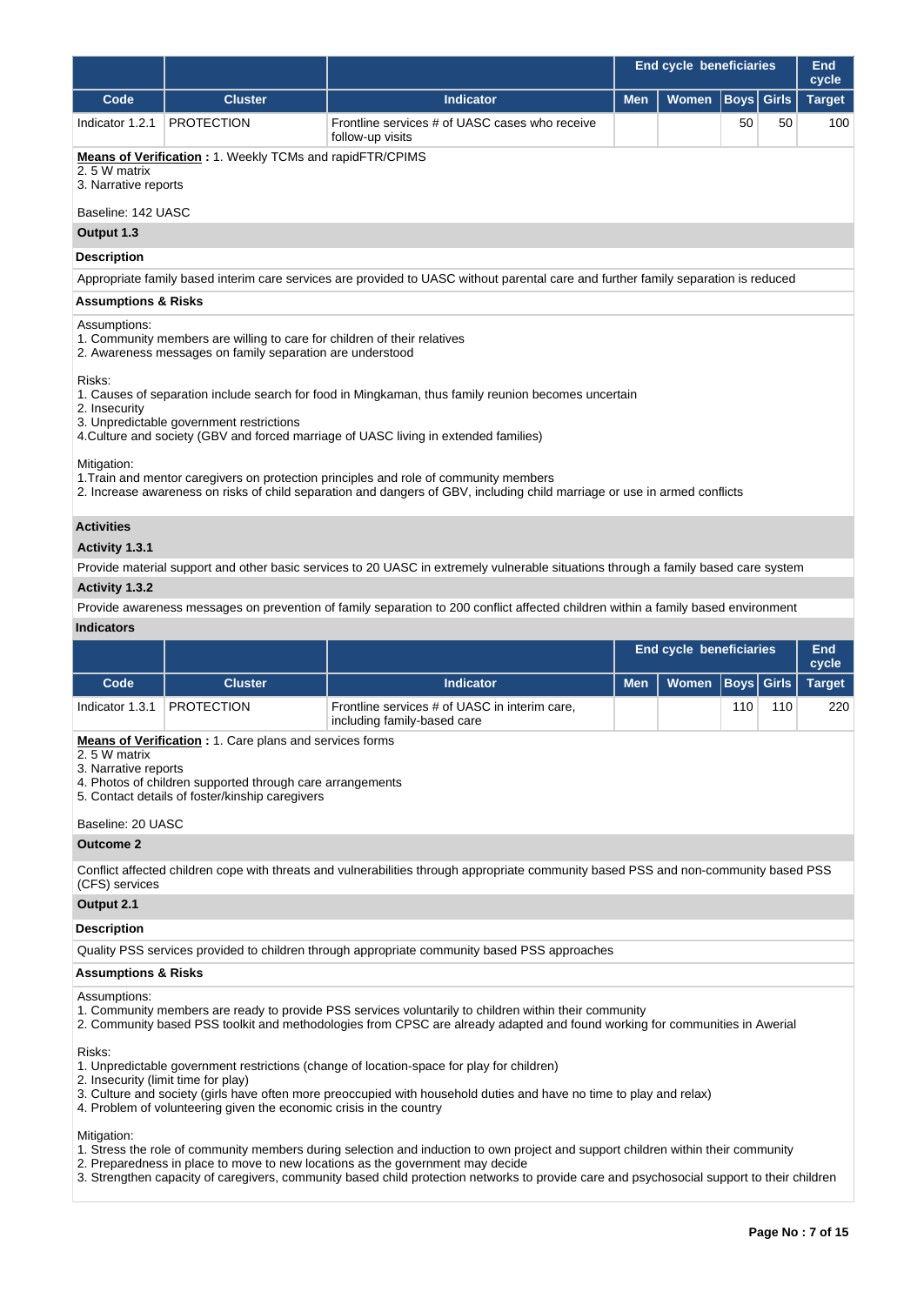| | | | End cycle beneficiaries | | | | End cycle |
|---|---|---|---|---|---|---|---|
| **Code** | **Cluster** | **Indicator** | **Men** | **Women** | **Boys** | **Girls** | **Target** |
| Indicator 1.2.1 | PROTECTION | Frontline services # of UASC cases who receive follow-up visits | | | 50 | 50 | 100 |

**Means of Verification :** 1. Weekly TCMs and rapidFTR/CPIMS
2. 5 W matrix
3. Narrative reports

Baseline: 142 UASC

**Output 1.3**

**Description**

Appropriate family based interim care services are provided to UASC without parental care and further family separation is reduced

**Assumptions & Risks**

Assumptions:
1. Community members are willing to care for children of their relatives
2. Awareness messages on family separation are understood

Risks:
1. Causes of separation include search for food in Mingkaman, thus family reunion becomes uncertain
2. Insecurity
3. Unpredictable government restrictions
4.Culture and society (GBV and forced marriage of UASC living in extended families)

Mitigation:
1.Train and mentor caregivers on protection principles and role of community members
2. Increase awareness on risks of child separation and dangers of GBV, including child marriage or use in armed conflicts

**Activities**

**Activity 1.3.1**

Provide material support and other basic services to 20 UASC in extremely vulnerable situations through a family based care system

**Activity 1.3.2**

Provide awareness messages on prevention of family separation to 200 conflict affected children within a family based environment

**Indicators**

| | | | End cycle beneficiaries | | | | End cycle |
|---|---|---|---|---|---|---|---|
| **Code** | **Cluster** | **Indicator** | **Men** | **Women** | **Boys** | **Girls** | **Target** |
| Indicator 1.3.1 | PROTECTION | Frontline services # of UASC in interim care, including family-based care | | | 110 | 110 | 220 |

**Means of Verification :** 1. Care plans and services forms
2. 5 W matrix
3. Narrative reports
4. Photos of children supported through care arrangements
5. Contact details of foster/kinship caregivers

Baseline: 20 UASC

**Outcome 2**

Conflict affected children cope with threats and vulnerabilities through appropriate community based PSS and non-community based PSS (CFS) services

**Output 2.1**

**Description**

Quality PSS services provided to children through appropriate community based PSS approaches

**Assumptions & Risks**

Assumptions:
1. Community members are ready to provide PSS services voluntarily to children within their community
2. Community based PSS toolkit and methodologies from CPSC are already adapted and found working for communities in Awerial

Risks:
1. Unpredictable government restrictions (change of location-space for play for children)
2. Insecurity (limit time for play)
3. Culture and society (girls have often more preoccupied with household duties and have no time to play and relax)
4. Problem of volunteering given the economic crisis in the country

Mitigation:
1. Stress the role of community members during selection and induction to own project and support children within their community
2. Preparedness in place to move to new locations as the government may decide
3. Strengthen capacity of caregivers, community based child protection networks to provide care and psychosocial support to their children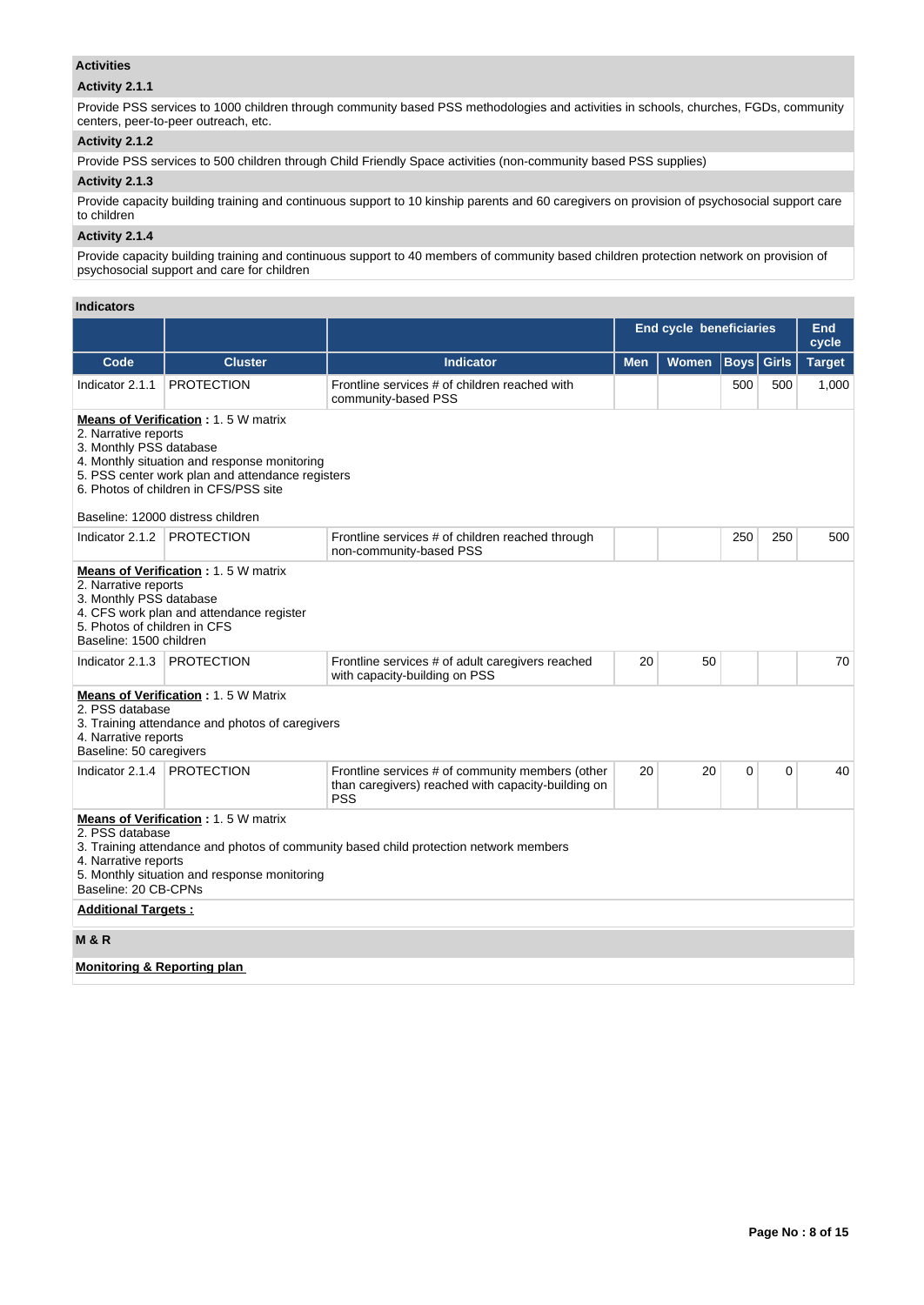### Activities

#### Activity 2.1.1

Provide PSS services to 1000 children through community based PSS methodologies and activities in schools, churches, FGDs, community centers, peer-to-peer outreach, etc.

#### Activity 2.1.2

Provide PSS services to 500 children through Child Friendly Space activities (non-community based PSS supplies)

#### Activity 2.1.3

Provide capacity building training and continuous support to 10 kinship parents and 60 caregivers on provision of psychosocial support care to children

#### Activity 2.1.4

Provide capacity building training and continuous support to 40 members of community based children protection network on provision of psychosocial support and care for children

### Indicators

| | | | End cycle beneficiaries | | | | End cycle |
|---|---|---|---|---|---|---|---|
| **Code** | **Cluster** | **Indicator** | **Men** | **Women** | **Boys** | **Girls** | **Target** |
| Indicator 2.1.1 | PROTECTION | Frontline services # of children reached with community-based PSS | | | 500 | 500 | 1,000 |

**Means of Verification :** 1. 5 W matrix
2. Narrative reports
3. Monthly PSS database
4. Monthly situation and response monitoring
5. PSS center work plan and attendance registers
6. Photos of children in CFS/PSS site

Baseline: 12000 distress children

| Code | Cluster | Indicator | Men | Women | Boys | Girls | Target |
|---|---|---|---|---|---|---|---|
| Indicator 2.1.2 | PROTECTION | Frontline services # of children reached through non-community-based PSS | | | 250 | 250 | 500 |

**Means of Verification :** 1. 5 W matrix
2. Narrative reports
3. Monthly PSS database
4. CFS work plan and attendance register
5. Photos of children in CFS
Baseline: 1500 children

| Code | Cluster | Indicator | Men | Women | Boys | Girls | Target |
|---|---|---|---|---|---|---|---|
| Indicator 2.1.3 | PROTECTION | Frontline services # of adult caregivers reached with capacity-building on PSS | 20 | 50 | | | 70 |

**Means of Verification :** 1. 5 W Matrix
2. PSS database
3. Training attendance and photos of caregivers
4. Narrative reports
Baseline: 50 caregivers

| Code | Cluster | Indicator | Men | Women | Boys | Girls | Target |
|---|---|---|---|---|---|---|---|
| Indicator 2.1.4 | PROTECTION | Frontline services # of community members (other than caregivers) reached with capacity-building on PSS | 20 | 20 | 0 | 0 | 40 |

**Means of Verification :** 1. 5 W matrix
2. PSS database
3. Training attendance and photos of community based child protection network members
4. Narrative reports
5. Monthly situation and response monitoring
Baseline: 20 CB-CPNs

**Additional Targets :**

### M & R

**Monitoring & Reporting plan**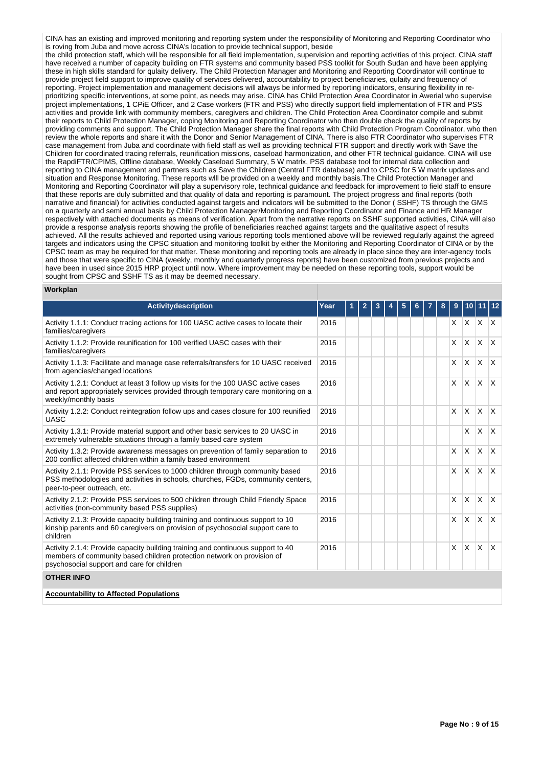CINA has an existing and improved monitoring and reporting system under the responsibility of Monitoring and Reporting Coordinator who is roving from Juba and move across CINA's location to provide technical support, beside
the child protection staff, which will be responsible for all field implementation, supervision and reporting activities of this project. CINA staff have received a number of capacity building on FTR systems and community based PSS toolkit for South Sudan and have been applying these in high skills standard for qulaity delivery. The Child Protection Manager and Monitoring and Reporting Coordinator will continue to provide project field support to improve quality of services delivered, accountability to project beneficiaries, qulaity and frequency of reporting. Project implementation and management decisions will always be informed by reporting indicators, ensuring flexibility in re-prioritizing specific interventions, at some point, as needs may arise. CINA has Child Protection Area Coordinator in Awerial who supervise project implementations, 1 CPiE Officer, and 2 Case workers (FTR and PSS) who directly support field implementation of FTR and PSS activities and provide link with community members, caregivers and children. The Child Protection Area Coordinator compile and submit their reports to Child Protection Manager, coping Monitoring and Reporting Coordinator who then double check the quality of reports by providing comments and support. The Child Protection Manager share the final reports with Child Protection Program Coordinator, who then review the whole reports and share it with the Donor and Senior Management of CINA. There is also FTR Coordinator who supervises FTR case management from Juba and coordinate with field staff as well as providing technical FTR support and directly work with Save the Children for coordinated tracing referrals, reunification missions, caseload harmonization, and other FTR technical guidance. CINA will use the RapdiFTR/CPIMS, Offline database, Weekly Caseload Summary, 5 W matrix, PSS database tool for internal data collection and reporting to CINA management and partners such as Save the Children (Central FTR database) and to CPSC for 5 W matrix updates and situation and Response Monitoring. These reports wlll be provided on a weekly and monthly basis.The Child Protection Manager and Monitoring and Reporting Coordinator will play a supervisory role, technical guidance and feedback for improvement to field staff to ensure that these reports are duly submitted and that quality of data and reporting is paramount. The project progress and final reports (both narrative and financial) for activities conducted against targets and indicators will be submitted to the Donor ( SSHF) TS through the GMS on a quarterly and semi annual basis by Child Protection Manager/Monitoring and Reporting Coordinator and Finance and HR Manager respectively with attached documents as means of verification. Apart from the narrative reports on SSHF supported activities, CINA will also provide a response analysis reports showing the profile of beneficiaries reached against targets and the qualitative aspect of results achieved. All the results achieved and reported using various reporting tools mentioned above will be reviewed regularly against the agreed targets and indicators using the CPSC situation and monitoring toolkit by either the Monitoring and Reporting Coordinator of CINA or by the CPSC team as may be required for that matter. These monitoring and reporting tools are already in place since they are inter-agency tools and those that were specific to CINA (weekly, monthly and quarterly progress reports) have been customized from previous projects and have been in used since 2015 HRP project until now. Where improvement may be needed on these reporting tools, support would be sought from CPSC and SSHF TS as it may be deemed necessary.

**Workplan**

| Activitydescription | Year | 1 | 2 | 3 | 4 | 5 | 6 | 7 | 8 | 9 | 10 | 11 | 12 |
|---|---|---|---|---|---|---|---|---|---|---|---|---|---|
| Activity 1.1.1: Conduct tracing actions for 100 UASC active cases to locate their families/caregivers | 2016 | | | | | | | | | X | X | X | X |
| Activity 1.1.2: Provide reunification for 100 verified UASC cases with their families/caregivers | 2016 | | | | | | | | | X | X | X | X |
| Activity 1.1.3: Facilitate and manage case referrals/transfers for 10 UASC received from agencies/changed locations | 2016 | | | | | | | | | X | X | X | X |
| Activity 1.2.1: Conduct at least 3 follow up visits for the 100 UASC active cases and report appropriately services provided through temporary care monitoring on a weekly/monthly basis | 2016 | | | | | | | | | X | X | X | X |
| Activity 1.2.2: Conduct reintegration follow ups and cases closure for 100 reunified UASC | 2016 | | | | | | | | | X | X | X | X |
| Activity 1.3.1: Provide material support and other basic services to 20 UASC in extremely vulnerable situations through a family based care system | 2016 | | | | | | | | | | X | X | X |
| Activity 1.3.2: Provide awareness messages on prevention of family separation to 200 conflict affected children within a family based environment | 2016 | | | | | | | | | X | X | X | X |
| Activity 2.1.1: Provide PSS services to 1000 children through community based PSS methodologies and activities in schools, churches, FGDs, community centers, peer-to-peer outreach, etc. | 2016 | | | | | | | | | X | X | X | X |
| Activity 2.1.2: Provide PSS services to 500 children through Child Friendly Space activities (non-community based PSS supplies) | 2016 | | | | | | | | | X | X | X | X |
| Activity 2.1.3: Provide capacity building training and continuous support to 10 kinship parents and 60 caregivers on provision of psychosocial support care to children | 2016 | | | | | | | | | X | X | X | X |
| Activity 2.1.4: Provide capacity building training and continuous support to 40 members of community based children protection network on provision of psychosocial support and care for children | 2016 | | | | | | | | | X | X | X | X |

**OTHER INFO**

**Accountability to Affected Populations**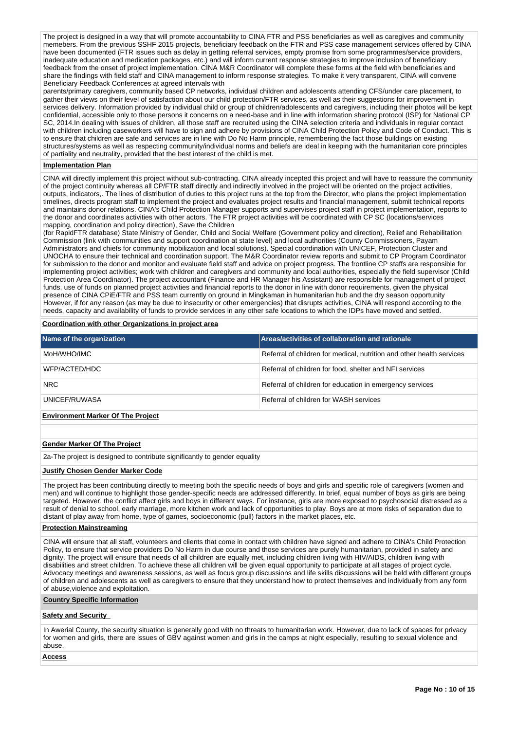The project is designed in a way that will promote accountability to CINA FTR and PSS beneficiaries as well as caregives and community memebers. From the previous SSHF 2015 projects, beneficiary feedback on the FTR and PSS case management services offered by CINA have been documented (FTR issues such as delay in getting referral services, empty promise from some programmes/service providers, inadequate education and medication packages, etc.) and will inform current response strategies to improve inclusion of beneficiary feedback from the onset of project implementation. CINA M&R Coordinator will complete these forms at the field with beneficiaries and share the findings with field staff and CINA management to inform response strategies. To make it very transparent, CINA will convene Beneficiary Feedback Conferences at agreed intervals with
parents/primary caregivers, community based CP networks, individual children and adolescents attending CFS/under care placement, to gather their views on their level of satisfaction about our child protection/FTR services, as well as their suggestions for improvement in services delivery. Information provided by individual child or group of children/adolescents and caregivers, including their photos will be kept confidential, accessible only to those persons it concerns on a need-base and in line with information sharing protocol (ISP) for National CP SC, 2014.In dealing with issues of children, all those staff are recruited using the CINA selection criteria and individuals in regular contact with children including caseworkers will have to sign and adhere by provisions of CINA Child Protection Policy and Code of Conduct. This is to ensure that children are safe and services are in line with Do No Harm principle, remembering the fact those buildings on existing structures/systems as well as respecting community/individual norms and beliefs are ideal in keeping with the humanitarian core principles of partiality and neutrality, provided that the best interest of the child is met.

**Implementation Plan**

CINA will directly implement this project without sub-contracting. CINA already incepted this project and will have to reassure the community of the project continuity whereas all CP/FTR staff directly and indirectly involved in the project will be oriented on the project activities, outputs, indicators,. The lines of distribution of duties to this project runs at the top from the Director, who plans the project implementation timelines, directs program staff to implement the project and evaluates project results and financial management, submit technical reports and maintains donor relations. CINA's Child Protection Manager supports and supervises project staff in project implementation, reports to the donor and coordinates activities with other actors. The FTR project activities will be coordinated with CP SC (locations/services mapping, coordination and policy direction), Save the Children
(for RapidFTR database) State Ministry of Gender, Child and Social Welfare (Government policy and direction), Relief and Rehabilitation Commission (link with communities and support coordination at state level) and local authorities (County Commissioners, Payam Administrators and chiefs for community mobilization and local solutions). Special coordination with UNICEF, Protection Cluster and UNOCHA to ensure their technical and coordination support. The M&R Coordinator review reports and submit to CP Program Coordinator for submission to the donor and monitor and evaluate field staff and advice on project progress. The frontline CP staffs are responsible for implementing project activities; work with children and caregivers and community and local authorities, especially the field supervisor (Child Protection Area Coordinator). The project accountant (Finance and HR Manager his Assistant) are responsible for management of project funds, use of funds on planned project activities and financial reports to the donor in line with donor requirements, given the physical presence of CINA CPiE/FTR and PSS team currently on ground in Mingkaman in humanitarian hub and the dry season opportunity However, if for any reason (as may be due to insecurity or other emergencies) that disrupts activities, CINA will respond according to the needs, capacity and availability of funds to provide services in any other safe locations to which the IDPs have moved and settled.

**Coordination with other Organizations in project area**

| Name of the organization | Areas/activities of collaboration and rationale |
|---|---|
| MoH/WHO/IMC | Referral of children for medical, nutrition and other health services |
| WFP/ACTED/HDC | Referral of children for food, shelter and NFI services |
| NRC | Referral of children for education in emergency services |
| UNICEF/RUWASA | Referral of children for WASH services |

**Environment Marker Of The Project**

**Gender Marker Of The Project**

2a-The project is designed to contribute significantly to gender equality

**Justify Chosen Gender Marker Code**

The project has been contributing directly to meeting both the specific needs of boys and girls and specific role of caregivers (women and men) and will continue to highlight those gender-specific needs are addressed differently. In brief, equal number of boys as girls are being targeted. However, the conflict affect girls and boys in different ways. For instance, girls are more exposed to psychosocial distressed as a result of denial to school, early marriage, more kitchen work and lack of opportunities to play. Boys are at more risks of separation due to distant of play away from home, type of games, socioeconomic (pull) factors in the market places, etc.

**Protection Mainstreaming**

CINA will ensure that all staff, volunteers and clients that come in contact with children have signed and adhere to CINA's Child Protection Policy, to ensure that service providers Do No Harm in due course and those services are purely humanitarian, provided in safety and dignity. The project will ensure that needs of all children are equally met, including children living with HIV/AIDS, children living with disabilities and street children. To achieve these all children will be given equal opportunity to participate at all stages of project cycle. Advocacy meetings and awareness sessions, as well as focus group discussions and life skills discussions will be held with different groups of children and adolescents as well as caregivers to ensure that they understand how to protect themselves and individually from any form of abuse,violence and exploitation.

**Country Specific Information**

**Safety and Security**

In Awerial County, the security situation is generally good with no threats to humanitarian work. However, due to lack of spaces for privacy for women and girls, there are issues of GBV against women and girls in the camps at night especially, resulting to sexual violence and abuse.

**Access**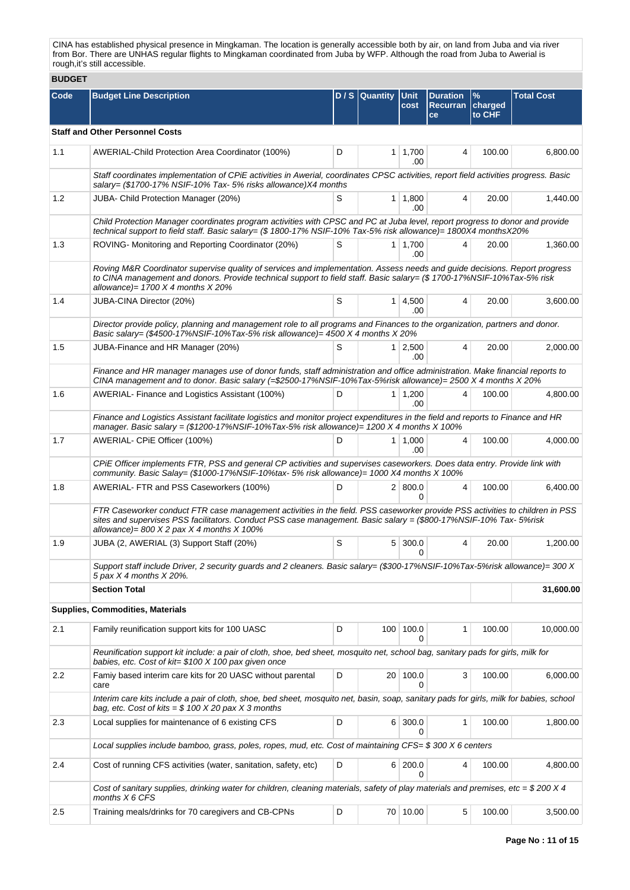CINA has established physical presence in Mingkaman. The location is generally accessible both by air, on land from Juba and via river from Bor. There are UNHAS regular flights to Mingkaman coordinated from Juba by WFP. Although the road from Juba to Awerial is rough,it's still accessible.

**BUDGET**

| Code | Budget Line Description | D / S | Quantity | Unit cost | Duration Recurrance | % charged to CHF | Total Cost |
|---|---|---|---|---|---|---|---|
| **Staff and Other Personnel Costs** | | | | | | | |
| 1.1 | AWERIAL-Child Protection Area Coordinator (100%) | D | 1 | 1,700.00 | 4 | 100.00 | 6,800.00 |
| | *Staff coordinates implementation of CPiE activities in Awerial, coordinates CPSC activities, report field activities progress. Basic salary= ($1700-17% NSIF-10% Tax- 5% risks allowance)X4 months* | | | | | | |
| 1.2 | JUBA- Child Protection Manager (20%) | S | 1 | 1,800.00 | 4 | 20.00 | 1,440.00 |
| | *Child Protection Manager coordinates program activities with CPSC and PC at Juba level, report progress to donor and provide technical support to field staff. Basic salary= ($ 1800-17% NSIF-10% Tax-5% risk allowance)= 1800X4 monthsX20%* | | | | | | |
| 1.3 | ROVING- Monitoring and Reporting Coordinator (20%) | S | 1 | 1,700.00 | 4 | 20.00 | 1,360.00 |
| | *Roving M&R Coordinator supervise quality of services and implementation. Assess needs and guide decisions. Report progress to CINA management and donors. Provide technical support to field staff. Basic salary= ($ 1700-17%NSIF-10%Tax-5% risk allowance)= 1700 X 4 months X 20%* | | | | | | |
| 1.4 | JUBA-CINA Director (20%) | S | 1 | 4,500.00 | 4 | 20.00 | 3,600.00 |
| | *Director provide policy, planning and management role to all programs and Finances to the organization, partners and donor. Basic salary= ($4500-17%NSIF-10%Tax-5% risk allowance)= 4500 X 4 months X 20%* | | | | | | |
| 1.5 | JUBA-Finance and HR Manager (20%) | S | 1 | 2,500.00 | 4 | 20.00 | 2,000.00 |
| | *Finance and HR manager manages use of donor funds, staff administration and office administration. Make financial reports to CINA management and to donor. Basic salary (=$2500-17%NSIF-10%Tax-5%risk allowance)= 2500 X 4 months X 20%* | | | | | | |
| 1.6 | AWERIAL- Finance and Logistics Assistant (100%) | D | 1 | 1,200.00 | 4 | 100.00 | 4,800.00 |
| | *Finance and Logistics Assistant facilitate logistics and monitor project expenditures in the field and reports to Finance and HR manager. Basic salary = ($1200-17%NSIF-10%Tax-5% risk allowance)= 1200 X 4 months X 100%* | | | | | | |
| 1.7 | AWERIAL- CPiE Officer (100%) | D | 1 | 1,000.00 | 4 | 100.00 | 4,000.00 |
| | *CPiE Officer implements FTR, PSS and general CP activities and supervises caseworkers. Does data entry. Provide link with community. Basic Salay= ($1000-17%NSIF-10%tax- 5% risk allowance)= 1000 X4 months X 100%* | | | | | | |
| 1.8 | AWERIAL- FTR and PSS Caseworkers (100%) | D | 2 | 800.00 | 4 | 100.00 | 6,400.00 |
| | *FTR Caseworker conduct FTR case management activities in the field. PSS caseworker provide PSS activities to children in PSS sites and supervises PSS facilitators. Conduct PSS case management. Basic salary = ($800-17%NSIF-10% Tax- 5%risk allowance)= 800 X 2 pax X 4 months X 100%* | | | | | | |
| 1.9 | JUBA (2, AWERIAL (3) Support Staff (20%) | S | 5 | 300.00 | 4 | 20.00 | 1,200.00 |
| | *Support staff include Driver, 2 security guards and 2 cleaners. Basic salary= ($300-17%NSIF-10%Tax-5%risk allowance)= 300 X 5 pax X 4 months X 20%.* | | | | | | |
| | **Section Total** | | | | | | **31,600.00** |
| **Supplies, Commodities, Materials** | | | | | | | |
| 2.1 | Family reunification support kits for 100 UASC | D | 100 | 100.00 | 1 | 100.00 | 10,000.00 |
| | *Reunification support kit include: a pair of cloth, shoe, bed sheet, mosquito net, school bag, sanitary pads for girls, milk for babies, etc. Cost of kit= $100 X 100 pax given once* | | | | | | |
| 2.2 | Famiy based interim care kits for 20 UASC without parental care | D | 20 | 100.00 | 3 | 100.00 | 6,000.00 |
| | *Interim care kits include a pair of cloth, shoe, bed sheet, mosquito net, basin, soap, sanitary pads for girls, milk for babies, school bag, etc. Cost of kits = $ 100 X 20 pax X 3 months* | | | | | | |
| 2.3 | Local supplies for maintenance of 6 existing CFS | D | 6 | 300.00 | 1 | 100.00 | 1,800.00 |
| | *Local supplies include bamboo, grass, poles, ropes, mud, etc. Cost of maintaining CFS= $ 300 X 6 centers* | | | | | | |
| 2.4 | Cost of running CFS activities (water, sanitation, safety, etc) | D | 6 | 200.00 | 4 | 100.00 | 4,800.00 |
| | *Cost of sanitary supplies, drinking water for children, cleaning materials, safety of play materials and premises, etc = $ 200 X 4 months X 6 CFS* | | | | | | |
| 2.5 | Training meals/drinks for 70 caregivers and CB-CPNs | D | 70 | 10.00 | 5 | 100.00 | 3,500.00 |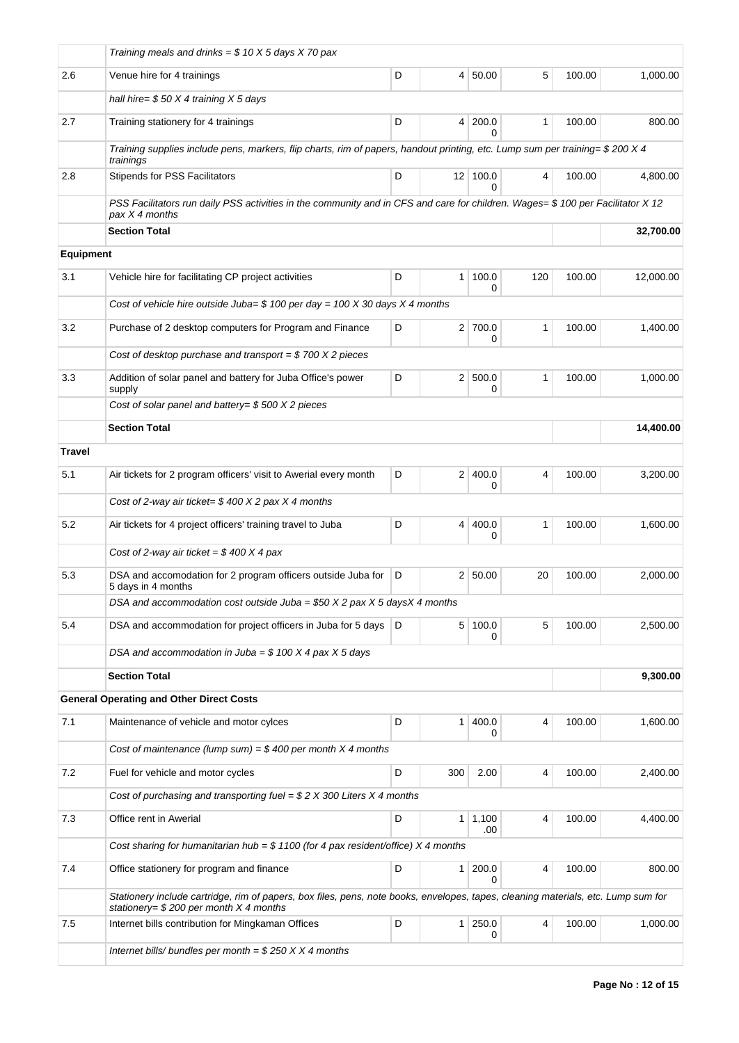| | | | | | | | |
|---|---|---|---|---|---|---|---|
| | *Training meals and drinks = $ 10 X 5 days X 70 pax* | | | | | | |
| 2.6 | Venue hire for 4 trainings | D | 4 | 50.00 | 5 | 100.00 | 1,000.00 |
| | *hall hire= $ 50 X 4 training X 5 days* | | | | | | |
| 2.7 | Training stationery for 4 trainings | D | 4 | 200.00 | 1 | 100.00 | 800.00 |
| | *Training supplies include pens, markers, flip charts, rim of papers, handout printing, etc. Lump sum per training= $ 200 X 4 trainings* | | | | | | |
| 2.8 | Stipends for PSS Facilitators | D | 12 | 100.00 | 4 | 100.00 | 4,800.00 |
| | *PSS Facilitators run daily PSS activities in the community and in CFS and care for children. Wages= $ 100 per Facilitator X 12 pax X 4 months* | | | | | | |
| | **Section Total** | | | | | | **32,700.00** |
| **Equipment** | | | | | | | |
| 3.1 | Vehicle hire for facilitating CP project activities | D | 1 | 100.00 | 120 | 100.00 | 12,000.00 |
| | *Cost of vehicle hire outside Juba= $ 100 per day = 100 X 30 days X 4 months* | | | | | | |
| 3.2 | Purchase of 2 desktop computers for Program and Finance | D | 2 | 700.00 | 1 | 100.00 | 1,400.00 |
| | *Cost of desktop purchase and transport = $ 700 X 2 pieces* | | | | | | |
| 3.3 | Addition of solar panel and battery for Juba Office's power supply | D | 2 | 500.00 | 1 | 100.00 | 1,000.00 |
| | *Cost of solar panel and battery= $ 500 X 2 pieces* | | | | | | |
| | **Section Total** | | | | | | **14,400.00** |
| **Travel** | | | | | | | |
| 5.1 | Air tickets for 2 program officers' visit to Awerial every month | D | 2 | 400.00 | 4 | 100.00 | 3,200.00 |
| | *Cost of 2-way air ticket= $ 400 X 2 pax X 4 months* | | | | | | |
| 5.2 | Air tickets for 4 project officers' training travel to Juba | D | 4 | 400.00 | 1 | 100.00 | 1,600.00 |
| | *Cost of 2-way air ticket = $ 400 X 4 pax* | | | | | | |
| 5.3 | DSA and accomodation for 2 program officers outside Juba for 5 days in 4 months | D | 2 | 50.00 | 20 | 100.00 | 2,000.00 |
| | *DSA and accommodation cost outside Juba = $50 X 2 pax X 5 daysX 4 months* | | | | | | |
| 5.4 | DSA and accommodation for project officers in Juba for 5 days | D | 5 | 100.00 | 5 | 100.00 | 2,500.00 |
| | *DSA and accommodation in Juba = $ 100 X 4 pax X 5 days* | | | | | | |
| | **Section Total** | | | | | | **9,300.00** |
| **General Operating and Other Direct Costs** | | | | | | | |
| 7.1 | Maintenance of vehicle and motor cylces | D | 1 | 400.00 | 4 | 100.00 | 1,600.00 |
| | *Cost of maintenance (lump sum) = $ 400 per month X 4 months* | | | | | | |
| 7.2 | Fuel for vehicle and motor cycles | D | 300 | 2.00 | 4 | 100.00 | 2,400.00 |
| | *Cost of purchasing and transporting fuel = $ 2 X 300 Liters X 4 months* | | | | | | |
| 7.3 | Office rent in Awerial | D | 1 | 1,100.00 | 4 | 100.00 | 4,400.00 |
| | *Cost sharing for humanitarian hub = $ 1100 (for 4 pax resident/office) X 4 months* | | | | | | |
| 7.4 | Office stationery for program and finance | D | 1 | 200.00 | 4 | 100.00 | 800.00 |
| | *Stationery include cartridge, rim of papers, box files, pens, note books, envelopes, tapes, cleaning materials, etc. Lump sum for stationery= $ 200 per month X 4 months* | | | | | | |
| 7.5 | Internet bills contribution for Mingkaman Offices | D | 1 | 250.00 | 4 | 100.00 | 1,000.00 |
| | *Internet bills/ bundles per month = $ 250 X X 4 months* | | | | | | |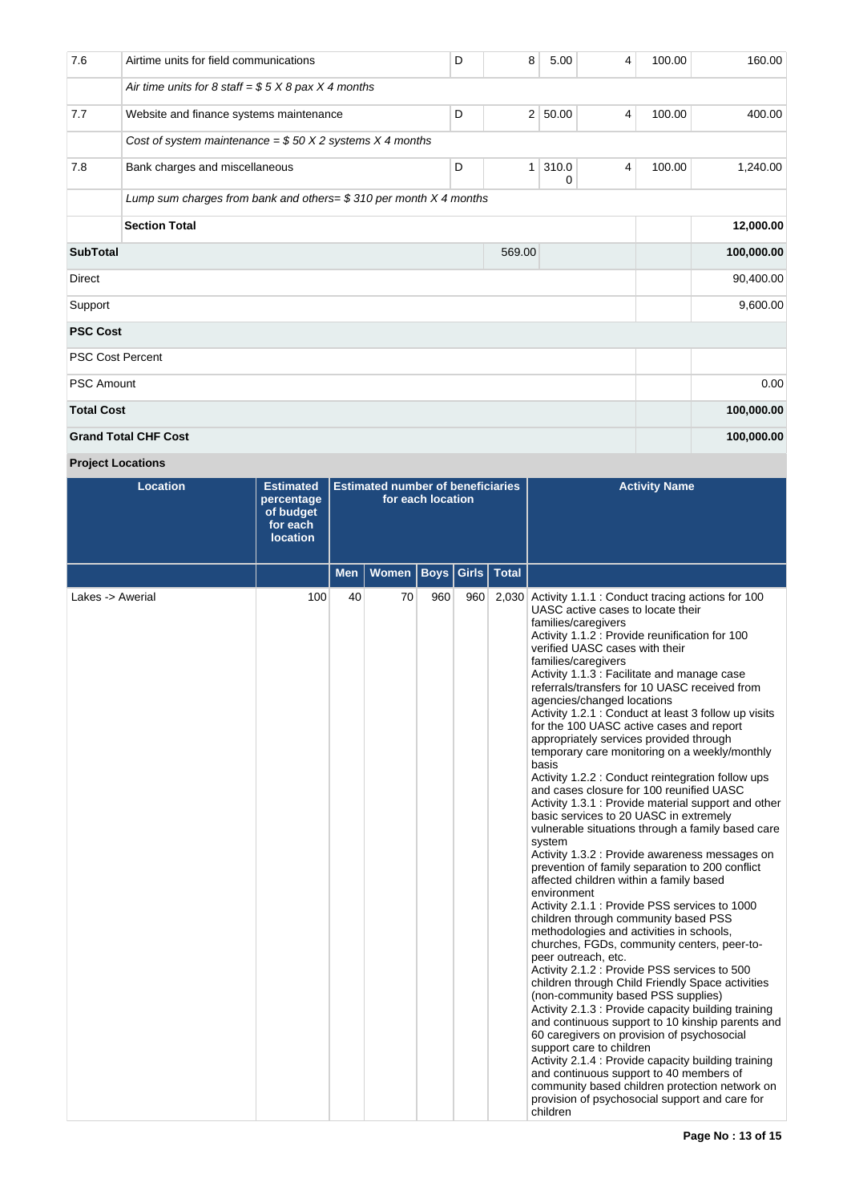| | | | | | | | |
|---|---|---|---|---|---|---|---|
| 7.6 | Airtime units for field communications | D | 8 | 5.00 | 4 | 100.00 | 160.00 |
| | *Air time units for 8 staff = $ 5 X 8 pax X 4 months* | | | | | | |
| 7.7 | Website and finance systems maintenance | D | 2 | 50.00 | 4 | 100.00 | 400.00 |
| | *Cost of system maintenance = $ 50 X 2 systems X 4 months* | | | | | | |
| 7.8 | Bank charges and miscellaneous | D | 1 | 310.00 | 4 | 100.00 | 1,240.00 |
| | *Lump sum charges from bank and others= $ 310 per month X 4 months* | | | | | | |
| | **Section Total** | | | | | | **12,000.00** |
| **SubTotal** | | | 569.00 | | | | **100,000.00** |
| Direct | | | | | | | 90,400.00 |
| Support | | | | | | | 9,600.00 |
| **PSC Cost** | | | | | | | |
| PSC Cost Percent | | | | | | | |
| PSC Amount | | | | | | | 0.00 |
| **Total Cost** | | | | | | | **100,000.00** |
| **Grand Total CHF Cost** | | | | | | | **100,000.00** |

**Project Locations**

| Location | Estimated percentage of budget for each location | Estimated number of beneficiaries for each location | | | | | Activity Name |
|---|---|---|---|---|---|---|---|
| | | Men | Women | Boys | Girls | Total | |
| Lakes -> Awerial | 100 | 40 | 70 | 960 | 960 | 2,030 | Activity 1.1.1 : Conduct tracing actions for 100 UASC active cases to locate their families/caregivers<br>Activity 1.1.2 : Provide reunification for 100 verified UASC cases with their families/caregivers<br>Activity 1.1.3 : Facilitate and manage case referrals/transfers for 10 UASC received from agencies/changed locations<br>Activity 1.2.1 : Conduct at least 3 follow up visits for the 100 UASC active cases and report appropriately services provided through temporary care monitoring on a weekly/monthly basis<br>Activity 1.2.2 : Conduct reintegration follow ups and cases closure for 100 reunified UASC<br>Activity 1.3.1 : Provide material support and other basic services to 20 UASC in extremely vulnerable situations through a family based care system<br>Activity 1.3.2 : Provide awareness messages on prevention of family separation to 200 conflict affected children within a family based environment<br>Activity 2.1.1 : Provide PSS services to 1000 children through community based PSS methodologies and activities in schools, churches, FGDs, community centers, peer-to-peer outreach, etc.<br>Activity 2.1.2 : Provide PSS services to 500 children through Child Friendly Space activities (non-community based PSS supplies)<br>Activity 2.1.3 : Provide capacity building training and continuous support to 10 kinship parents and 60 caregivers on provision of psychosocial support care to children<br>Activity 2.1.4 : Provide capacity building training and continuous support to 40 members of community based children protection network on provision of psychosocial support and care for children |